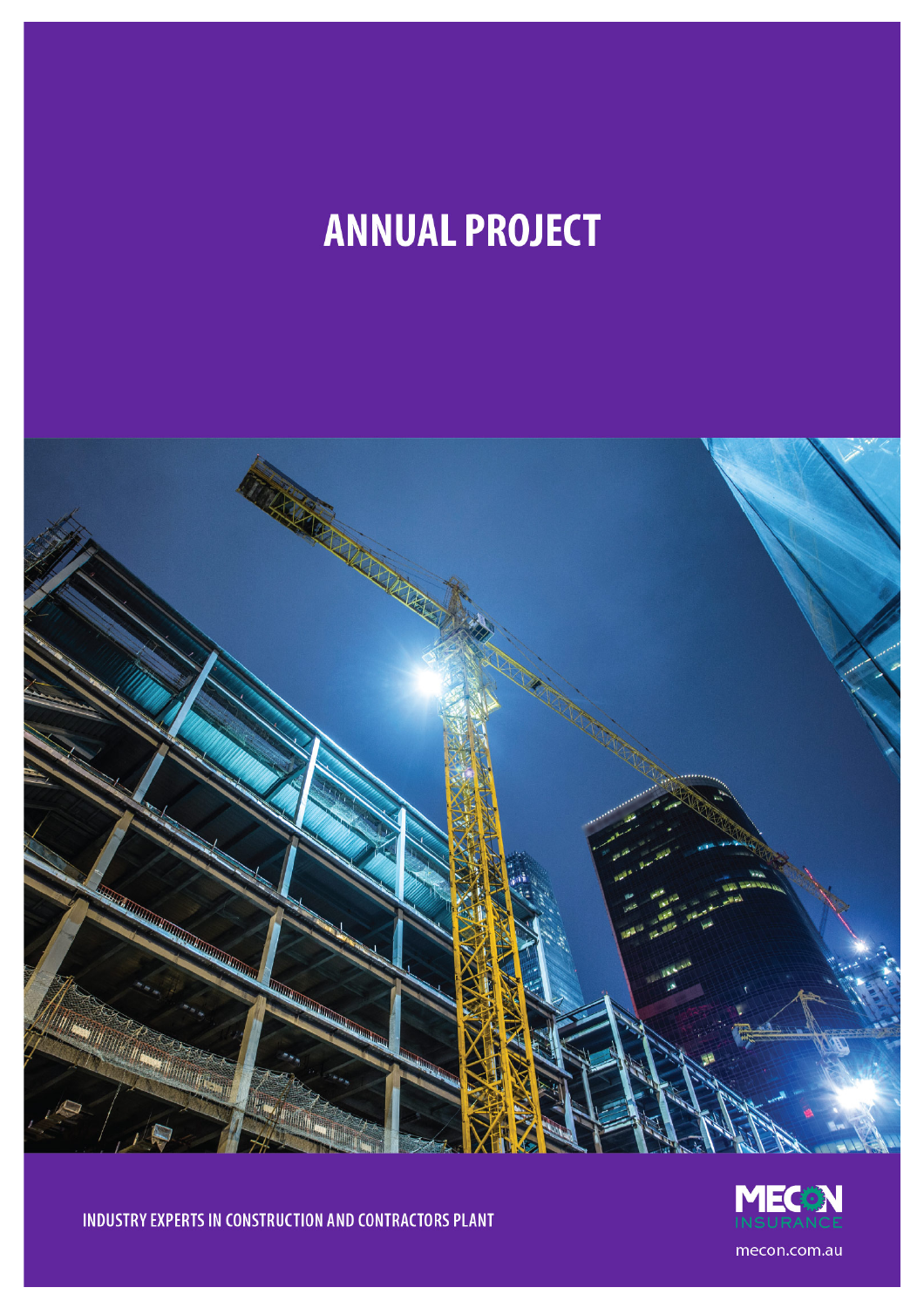# ANNUAL PROJECT

INDUSTRY EXPERTS IN CONSTRUCTION AND CONTRACTORS PLANT

MECON INSURANCE

mecon.com.au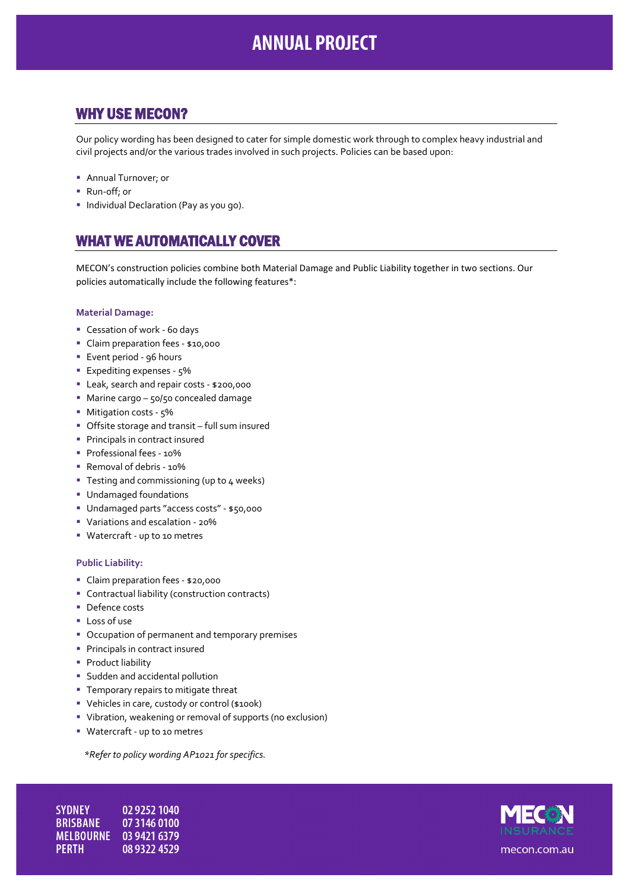# ANNUAL PROJECT

## WHY USE MECON?

Our policy wording has been designed to cater for simple domestic work through to complex heavy industrial and civil projects and/or the various trades involved in such projects. Policies can be based upon:

- Annual Turnover; or
- Run-off; or
- Individual Declaration (Pay as you go).

## WHAT WE AUTOMATICALLY COVER

MECON's construction policies combine both Material Damage and Public Liability together in two sections. Our policies automatically include the following features*:

### Material Damage:

- Cessation of work - 60 days
- Claim preparation fees - $10,000
- Event period - 96 hours
- Expediting expenses - 5%
- Leak, search and repair costs - $200,000
- Marine cargo – 50/50 concealed damage
- Mitigation costs - 5%
- Offsite storage and transit – full sum insured
- Principals in contract insured
- Professional fees - 10%
- Removal of debris - 10%
- Testing and commissioning (up to 4 weeks)
- Undamaged foundations
- Undamaged parts "access costs" - $50,000
- Variations and escalation - 20%
- Watercraft - up to 10 metres

### Public Liability:

- Claim preparation fees - $20,000
- Contractual liability (construction contracts)
- Defence costs
- Loss of use
- Occupation of permanent and temporary premises
- Principals in contract insured
- Product liability
- Sudden and accidental pollution
- Temporary repairs to mitigate threat
- Vehicles in care, custody or control ($100k)
- Vibration, weakening or removal of supports (no exclusion)
- Watercraft - up to 10 metres

*\*Refer to policy wording AP1021 for specifics.*

SYDNEY 02 9252 1040
BRISBANE 07 3146 0100
MELBOURNE 03 9421 6379
PERTH 08 9322 4529

MECON INSURANCE
mecon.com.au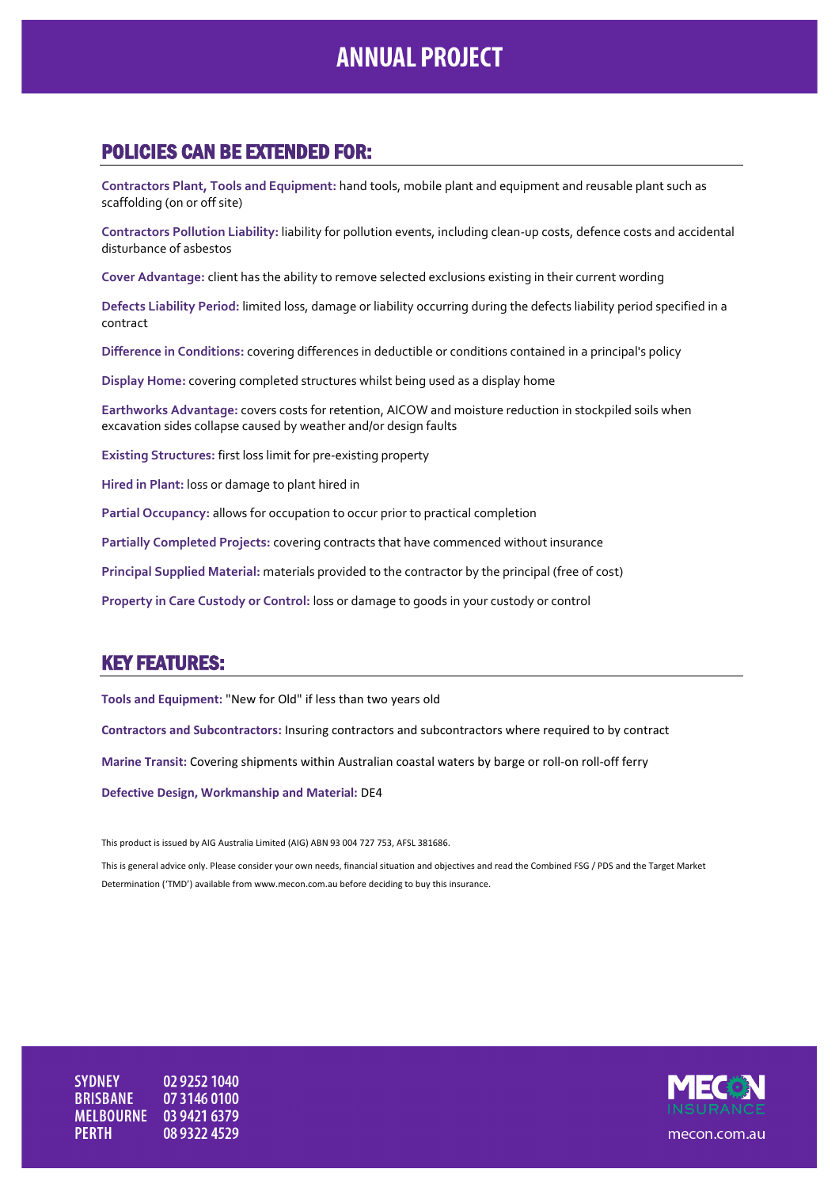# ANNUAL PROJECT

## POLICIES CAN BE EXTENDED FOR:

**Contractors Plant, Tools and Equipment:** hand tools, mobile plant and equipment and reusable plant such as scaffolding (on or off site)

**Contractors Pollution Liability:** liability for pollution events, including clean-up costs, defence costs and accidental disturbance of asbestos

**Cover Advantage:** client has the ability to remove selected exclusions existing in their current wording

**Defects Liability Period:** limited loss, damage or liability occurring during the defects liability period specified in a contract

**Difference in Conditions:** covering differences in deductible or conditions contained in a principal's policy

**Display Home:** covering completed structures whilst being used as a display home

**Earthworks Advantage:** covers costs for retention, AICOW and moisture reduction in stockpiled soils when excavation sides collapse caused by weather and/or design faults

**Existing Structures:** first loss limit for pre-existing property

**Hired in Plant:** loss or damage to plant hired in

**Partial Occupancy:** allows for occupation to occur prior to practical completion

**Partially Completed Projects:** covering contracts that have commenced without insurance

**Principal Supplied Material:** materials provided to the contractor by the principal (free of cost)

**Property in Care Custody or Control:** loss or damage to goods in your custody or control

## KEY FEATURES:

**Tools and Equipment:** "New for Old" if less than two years old

**Contractors and Subcontractors:** Insuring contractors and subcontractors where required to by contract

**Marine Transit:** Covering shipments within Australian coastal waters by barge or roll-on roll-off ferry

**Defective Design, Workmanship and Material:** DE4

This product is issued by AIG Australia Limited (AIG) ABN 93 004 727 753, AFSL 381686.

This is general advice only. Please consider your own needs, financial situation and objectives and read the Combined FSG / PDS and the Target Market Determination ('TMD') available from www.mecon.com.au before deciding to buy this insurance.

SYDNEY 02 9252 1040
BRISBANE 07 3146 0100
MELBOURNE 03 9421 6379
PERTH 08 9322 4529

MECON INSURANCE
mecon.com.au